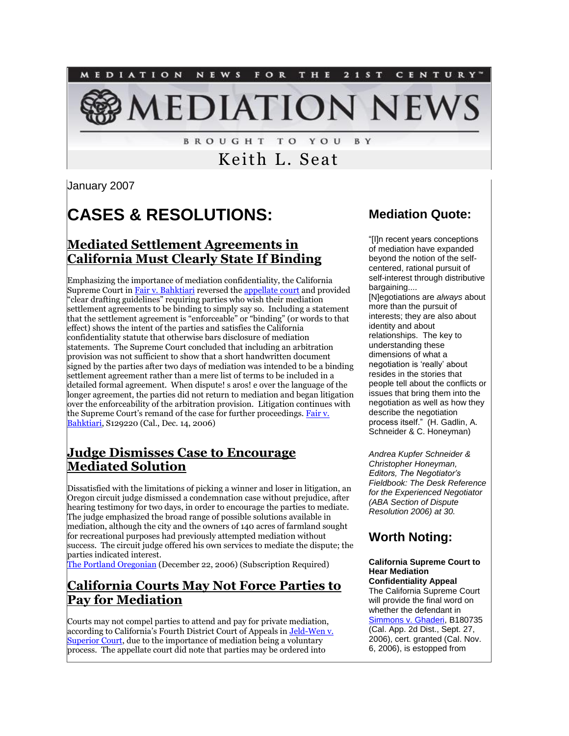MEDIATION NEWS FOR THE 21ST CENTURY™

# MEDIATION NEWS

BROUGHT TO YOU BY

Keith L. Seat

January 2007

# CASES & RESOLUTIONS:

## Mediated Settlement Agreements in California Must Clearly State If Binding

Emphasizing the importance of mediation confidentiality, the California Supreme Court in Fair v. Bahktiari reversed the appellate court and provided "clear drafting guidelines" requiring parties who wish their mediation settlement agreements to be binding to simply say so. Including a statement that the settlement agreement is "enforceable" or "binding" (or words to that effect) shows the intent of the parties and satisfies the California confidentiality statute that otherwise bars disclosure of mediation statements. The Supreme Court concluded that including an arbitration provision was not sufficient to show that a short handwritten document signed by the parties after two days of mediation was intended to be a binding settlement agreement rather than a mere list of terms to be included in a detailed formal agreement. When dispute! s aros! e over the language of the longer agreement, the parties did not return to mediation and began litigation over the enforceability of the arbitration provision. Litigation continues with the Supreme Court's remand of the case for further proceedings. Fair v. Bahktiari, S129220 (Cal., Dec. 14, 2006)

## Judge Dismisses Case to Encourage Mediated Solution

Dissatisfied with the limitations of picking a winner and loser in litigation, an Oregon circuit judge dismissed a condemnation case without prejudice, after hearing testimony for two days, in order to encourage the parties to mediate. The judge emphasized the broad range of possible solutions available in mediation, although the city and the owners of 140 acres of farmland sought for recreational purposes had previously attempted mediation without success. The circuit judge offered his own services to mediate the dispute; the parties indicated interest.
The Portland Oregonian (December 22, 2006) (Subscription Required)

## California Courts May Not Force Parties to Pay for Mediation

Courts may not compel parties to attend and pay for private mediation, according to California's Fourth District Court of Appeals in Jeld-Wen v. Superior Court, due to the importance of mediation being a voluntary process. The appellate court did note that parties may be ordered into

## Mediation Quote:

"[I]n recent years conceptions of mediation have expanded beyond the notion of the self-centered, rational pursuit of self-interest through distributive bargaining....
[N]egotiations are *always* about more than the pursuit of interests; they are also about identity and about relationships. The key to understanding these dimensions of what a negotiation is 'really' about resides in the stories that people tell about the conflicts or issues that bring them into the negotiation as well as how they describe the negotiation process itself." (H. Gadlin, A. Schneider & C. Honeyman)

*Andrea Kupfer Schneider & Christopher Honeyman, Editors, The Negotiator's Fieldbook: The Desk Reference for the Experienced Negotiator (ABA Section of Dispute Resolution 2006) at 30.*

## Worth Noting:

**California Supreme Court to Hear Mediation Confidentiality Appeal**
The California Supreme Court will provide the final word on whether the defendant in Simmons v. Ghaderi, B180735 (Cal. App. 2d Dist., Sept. 27, 2006), cert. granted (Cal. Nov. 6, 2006), is estopped from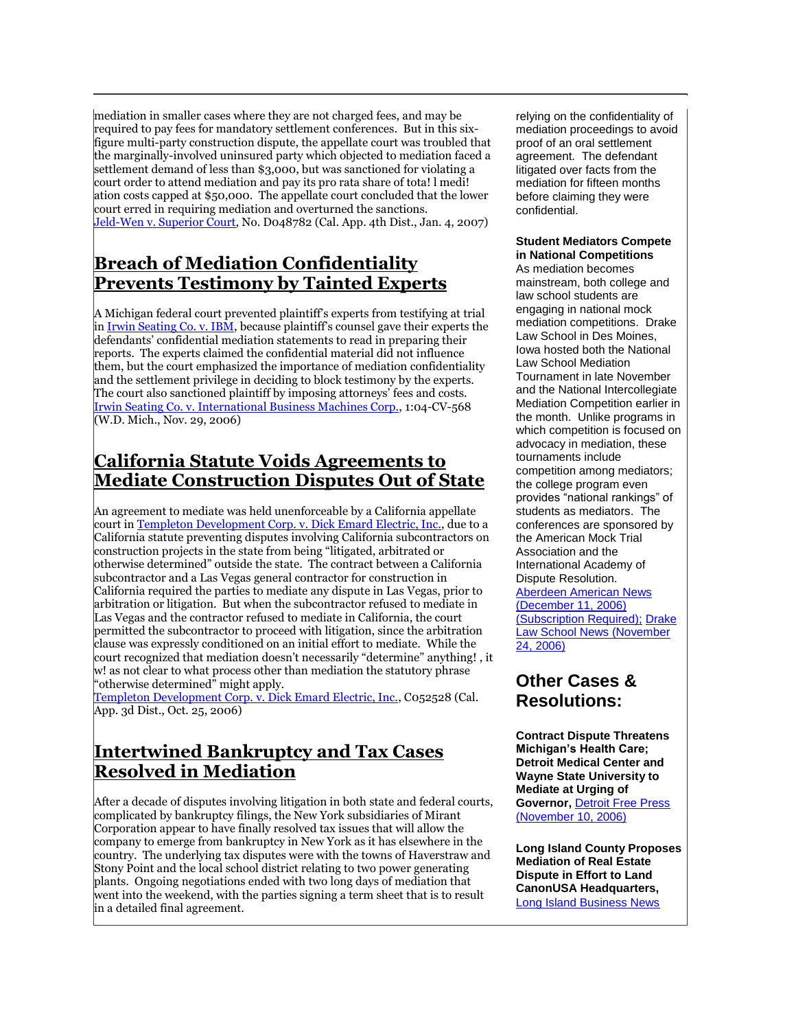mediation in smaller cases where they are not charged fees, and may be required to pay fees for mandatory settlement conferences. But in this six-figure multi-party construction dispute, the appellate court was troubled that the marginally-involved uninsured party which objected to mediation faced a settlement demand of less than $3,000, but was sanctioned for violating a court order to attend mediation and pay its pro rata share of tota! l medi! ation costs capped at $50,000. The appellate court concluded that the lower court erred in requiring mediation and overturned the sanctions. Jeld-Wen v. Superior Court, No. D048782 (Cal. App. 4th Dist., Jan. 4, 2007)

## Breach of Mediation Confidentiality Prevents Testimony by Tainted Experts

A Michigan federal court prevented plaintiff's experts from testifying at trial in Irwin Seating Co. v. IBM, because plaintiff's counsel gave their experts the defendants' confidential mediation statements to read in preparing their reports. The experts claimed the confidential material did not influence them, but the court emphasized the importance of mediation confidentiality and the settlement privilege in deciding to block testimony by the experts. The court also sanctioned plaintiff by imposing attorneys' fees and costs. Irwin Seating Co. v. International Business Machines Corp., 1:04-CV-568 (W.D. Mich., Nov. 29, 2006)

## California Statute Voids Agreements to Mediate Construction Disputes Out of State

An agreement to mediate was held unenforceable by a California appellate court in Templeton Development Corp. v. Dick Emard Electric, Inc., due to a California statute preventing disputes involving California subcontractors on construction projects in the state from being "litigated, arbitrated or otherwise determined" outside the state. The contract between a California subcontractor and a Las Vegas general contractor for construction in California required the parties to mediate any dispute in Las Vegas, prior to arbitration or litigation. But when the subcontractor refused to mediate in Las Vegas and the contractor refused to mediate in California, the court permitted the subcontractor to proceed with litigation, since the arbitration clause was expressly conditioned on an initial effort to mediate. While the court recognized that mediation doesn't necessarily "determine" anything! , it w! as not clear to what process other than mediation the statutory phrase "otherwise determined" might apply.
Templeton Development Corp. v. Dick Emard Electric, Inc., C052528 (Cal. App. 3d Dist., Oct. 25, 2006)

## Intertwined Bankruptcy and Tax Cases Resolved in Mediation

After a decade of disputes involving litigation in both state and federal courts, complicated by bankruptcy filings, the New York subsidiaries of Mirant Corporation appear to have finally resolved tax issues that will allow the company to emerge from bankruptcy in New York as it has elsewhere in the country. The underlying tax disputes were with the towns of Haverstraw and Stony Point and the local school district relating to two power generating plants. Ongoing negotiations ended with two long days of mediation that went into the weekend, with the parties signing a term sheet that is to result in a detailed final agreement.

relying on the confidentiality of mediation proceedings to avoid proof of an oral settlement agreement. The defendant litigated over facts from the mediation for fifteen months before claiming they were confidential.

**Student Mediators Compete in National Competitions**
As mediation becomes mainstream, both college and law school students are engaging in national mock mediation competitions. Drake Law School in Des Moines, Iowa hosted both the National Law School Mediation Tournament in late November and the National Intercollegiate Mediation Competition earlier in the month. Unlike programs in which competition is focused on advocacy in mediation, these tournaments include competition among mediators; the college program even provides "national rankings" of students as mediators. The conferences are sponsored by the American Mock Trial Association and the International Academy of Dispute Resolution.
Aberdeen American News (December 11, 2006) (Subscription Required); Drake Law School News (November 24, 2006)

## Other Cases & Resolutions:

**Contract Dispute Threatens Michigan's Health Care; Detroit Medical Center and Wayne State University to Mediate at Urging of Governor,** Detroit Free Press (November 10, 2006)

**Long Island County Proposes Mediation of Real Estate Dispute in Effort to Land CanonUSA Headquarters,** Long Island Business News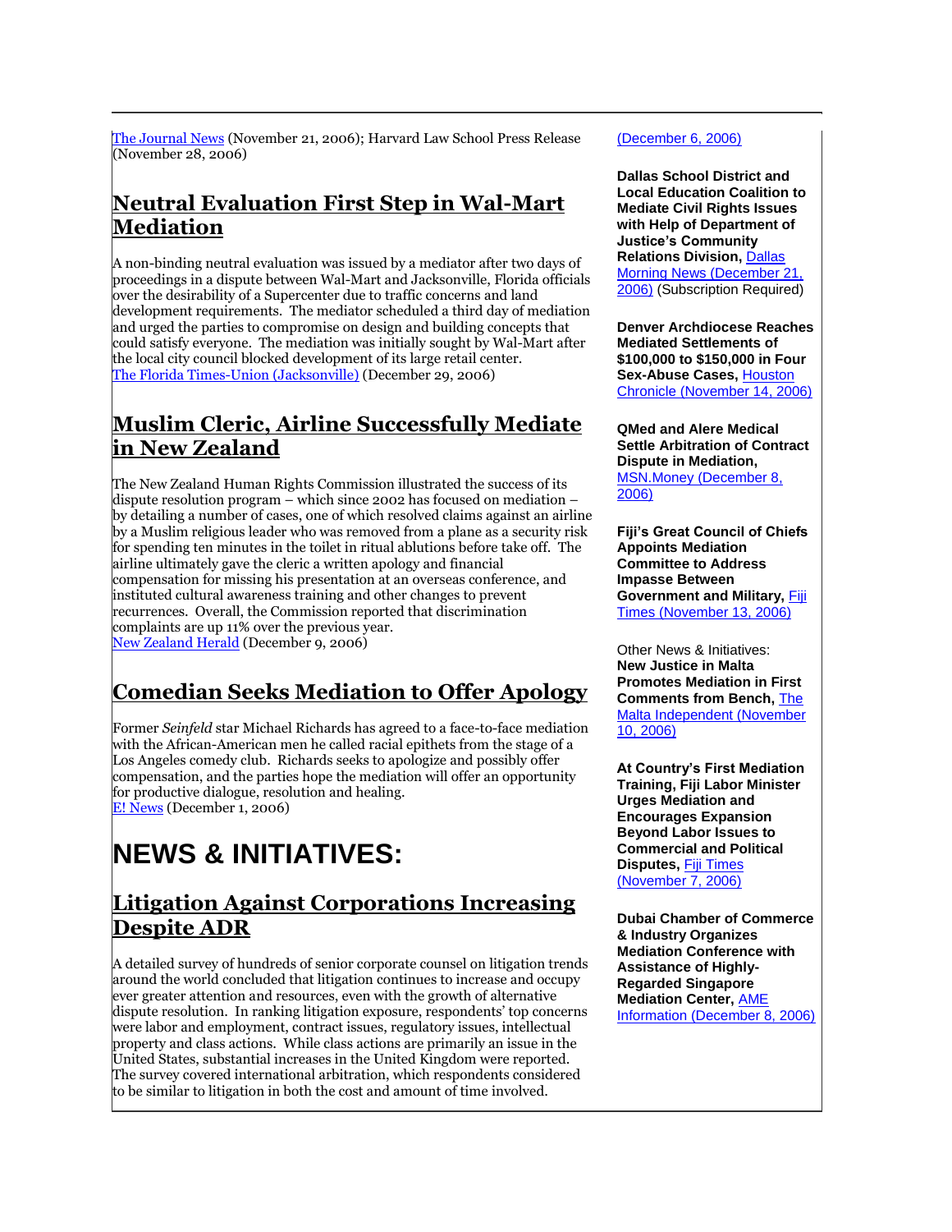The Journal News (November 21, 2006); Harvard Law School Press Release (November 28, 2006)

## Neutral Evaluation First Step in Wal-Mart Mediation

A non-binding neutral evaluation was issued by a mediator after two days of proceedings in a dispute between Wal-Mart and Jacksonville, Florida officials over the desirability of a Supercenter due to traffic concerns and land development requirements. The mediator scheduled a third day of mediation and urged the parties to compromise on design and building concepts that could satisfy everyone. The mediation was initially sought by Wal-Mart after the local city council blocked development of its large retail center.
The Florida Times-Union (Jacksonville) (December 29, 2006)

## Muslim Cleric, Airline Successfully Mediate in New Zealand

The New Zealand Human Rights Commission illustrated the success of its dispute resolution program – which since 2002 has focused on mediation – by detailing a number of cases, one of which resolved claims against an airline by a Muslim religious leader who was removed from a plane as a security risk for spending ten minutes in the toilet in ritual ablutions before take off. The airline ultimately gave the cleric a written apology and financial compensation for missing his presentation at an overseas conference, and instituted cultural awareness training and other changes to prevent recurrences. Overall, the Commission reported that discrimination complaints are up 11% over the previous year.
New Zealand Herald (December 9, 2006)

## Comedian Seeks Mediation to Offer Apology

Former *Seinfeld* star Michael Richards has agreed to a face-to-face mediation with the African-American men he called racial epithets from the stage of a Los Angeles comedy club. Richards seeks to apologize and possibly offer compensation, and the parties hope the mediation will offer an opportunity for productive dialogue, resolution and healing.
E! News (December 1, 2006)

# NEWS & INITIATIVES:

## Litigation Against Corporations Increasing Despite ADR

A detailed survey of hundreds of senior corporate counsel on litigation trends around the world concluded that litigation continues to increase and occupy ever greater attention and resources, even with the growth of alternative dispute resolution. In ranking litigation exposure, respondents' top concerns were labor and employment, contract issues, regulatory issues, intellectual property and class actions. While class actions are primarily an issue in the United States, substantial increases in the United Kingdom were reported. The survey covered international arbitration, which respondents considered to be similar to litigation in both the cost and amount of time involved.

(December 6, 2006)

**Dallas School District and Local Education Coalition to Mediate Civil Rights Issues with Help of Department of Justice's Community Relations Division,** Dallas Morning News (December 21, 2006) (Subscription Required)

**Denver Archdiocese Reaches Mediated Settlements of $100,000 to $150,000 in Four Sex-Abuse Cases,** Houston Chronicle (November 14, 2006)

**QMed and Alere Medical Settle Arbitration of Contract Dispute in Mediation,** MSN.Money (December 8, 2006)

**Fiji's Great Council of Chiefs Appoints Mediation Committee to Address Impasse Between Government and Military,** Fiji Times (November 13, 2006)

Other News & Initiatives:
**New Justice in Malta Promotes Mediation in First Comments from Bench,** The Malta Independent (November 10, 2006)

**At Country's First Mediation Training, Fiji Labor Minister Urges Mediation and Encourages Expansion Beyond Labor Issues to Commercial and Political Disputes,** Fiji Times (November 7, 2006)

**Dubai Chamber of Commerce & Industry Organizes Mediation Conference with Assistance of Highly-Regarded Singapore Mediation Center,** AME Information (December 8, 2006)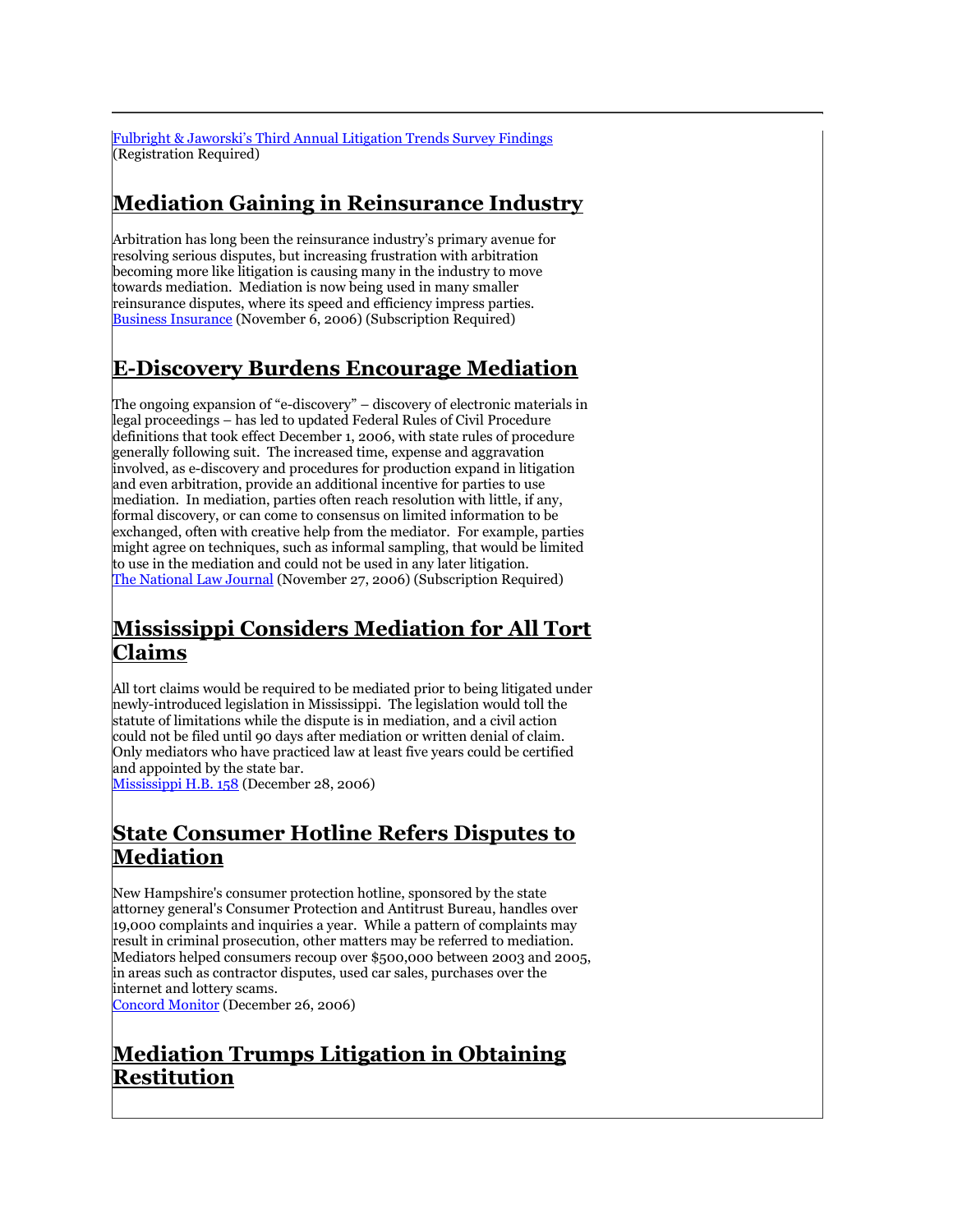[Fulbright & Jaworski's Third Annual Litigation Trends Survey Findings](#)
(Registration Required)

## Mediation Gaining in Reinsurance Industry

Arbitration has long been the reinsurance industry's primary avenue for resolving serious disputes, but increasing frustration with arbitration becoming more like litigation is causing many in the industry to move towards mediation. Mediation is now being used in many smaller reinsurance disputes, where its speed and efficiency impress parties.
[Business Insurance](#) (November 6, 2006) (Subscription Required)

## E-Discovery Burdens Encourage Mediation

The ongoing expansion of "e-discovery" – discovery of electronic materials in legal proceedings – has led to updated Federal Rules of Civil Procedure definitions that took effect December 1, 2006, with state rules of procedure generally following suit. The increased time, expense and aggravation involved, as e-discovery and procedures for production expand in litigation and even arbitration, provide an additional incentive for parties to use mediation. In mediation, parties often reach resolution with little, if any, formal discovery, or can come to consensus on limited information to be exchanged, often with creative help from the mediator. For example, parties might agree on techniques, such as informal sampling, that would be limited to use in the mediation and could not be used in any later litigation.
[The National Law Journal](#) (November 27, 2006) (Subscription Required)

## Mississippi Considers Mediation for All Tort Claims

All tort claims would be required to be mediated prior to being litigated under newly-introduced legislation in Mississippi. The legislation would toll the statute of limitations while the dispute is in mediation, and a civil action could not be filed until 90 days after mediation or written denial of claim. Only mediators who have practiced law at least five years could be certified and appointed by the state bar.
[Mississippi H.B. 158](#) (December 28, 2006)

## State Consumer Hotline Refers Disputes to Mediation

New Hampshire's consumer protection hotline, sponsored by the state attorney general's Consumer Protection and Antitrust Bureau, handles over 19,000 complaints and inquiries a year. While a pattern of complaints may result in criminal prosecution, other matters may be referred to mediation. Mediators helped consumers recoup over $500,000 between 2003 and 2005, in areas such as contractor disputes, used car sales, purchases over the internet and lottery scams.
[Concord Monitor](#) (December 26, 2006)

## Mediation Trumps Litigation in Obtaining Restitution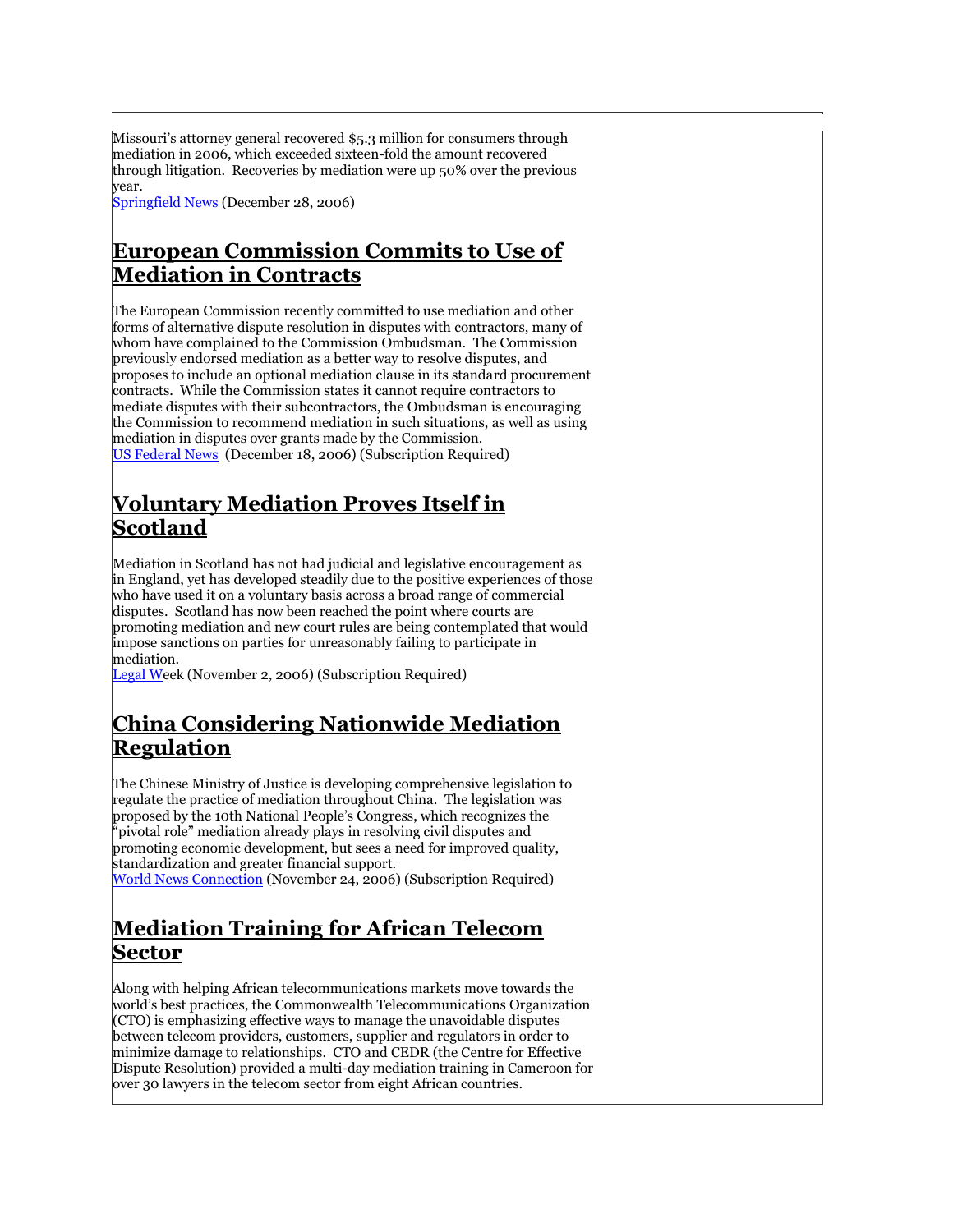Missouri's attorney general recovered $5.3 million for consumers through mediation in 2006, which exceeded sixteen-fold the amount recovered through litigation. Recoveries by mediation were up 50% over the previous year.
Springfield News (December 28, 2006)

## European Commission Commits to Use of Mediation in Contracts

The European Commission recently committed to use mediation and other forms of alternative dispute resolution in disputes with contractors, many of whom have complained to the Commission Ombudsman. The Commission previously endorsed mediation as a better way to resolve disputes, and proposes to include an optional mediation clause in its standard procurement contracts. While the Commission states it cannot require contractors to mediate disputes with their subcontractors, the Ombudsman is encouraging the Commission to recommend mediation in such situations, as well as using mediation in disputes over grants made by the Commission.
US Federal News (December 18, 2006) (Subscription Required)

## Voluntary Mediation Proves Itself in Scotland

Mediation in Scotland has not had judicial and legislative encouragement as in England, yet has developed steadily due to the positive experiences of those who have used it on a voluntary basis across a broad range of commercial disputes. Scotland has now been reached the point where courts are promoting mediation and new court rules are being contemplated that would impose sanctions on parties for unreasonably failing to participate in mediation.
Legal Week (November 2, 2006) (Subscription Required)

## China Considering Nationwide Mediation Regulation

The Chinese Ministry of Justice is developing comprehensive legislation to regulate the practice of mediation throughout China. The legislation was proposed by the 10th National People's Congress, which recognizes the "pivotal role" mediation already plays in resolving civil disputes and promoting economic development, but sees a need for improved quality, standardization and greater financial support.
World News Connection (November 24, 2006) (Subscription Required)

## Mediation Training for African Telecom Sector

Along with helping African telecommunications markets move towards the world's best practices, the Commonwealth Telecommunications Organization (CTO) is emphasizing effective ways to manage the unavoidable disputes between telecom providers, customers, supplier and regulators in order to minimize damage to relationships. CTO and CEDR (the Centre for Effective Dispute Resolution) provided a multi-day mediation training in Cameroon for over 30 lawyers in the telecom sector from eight African countries.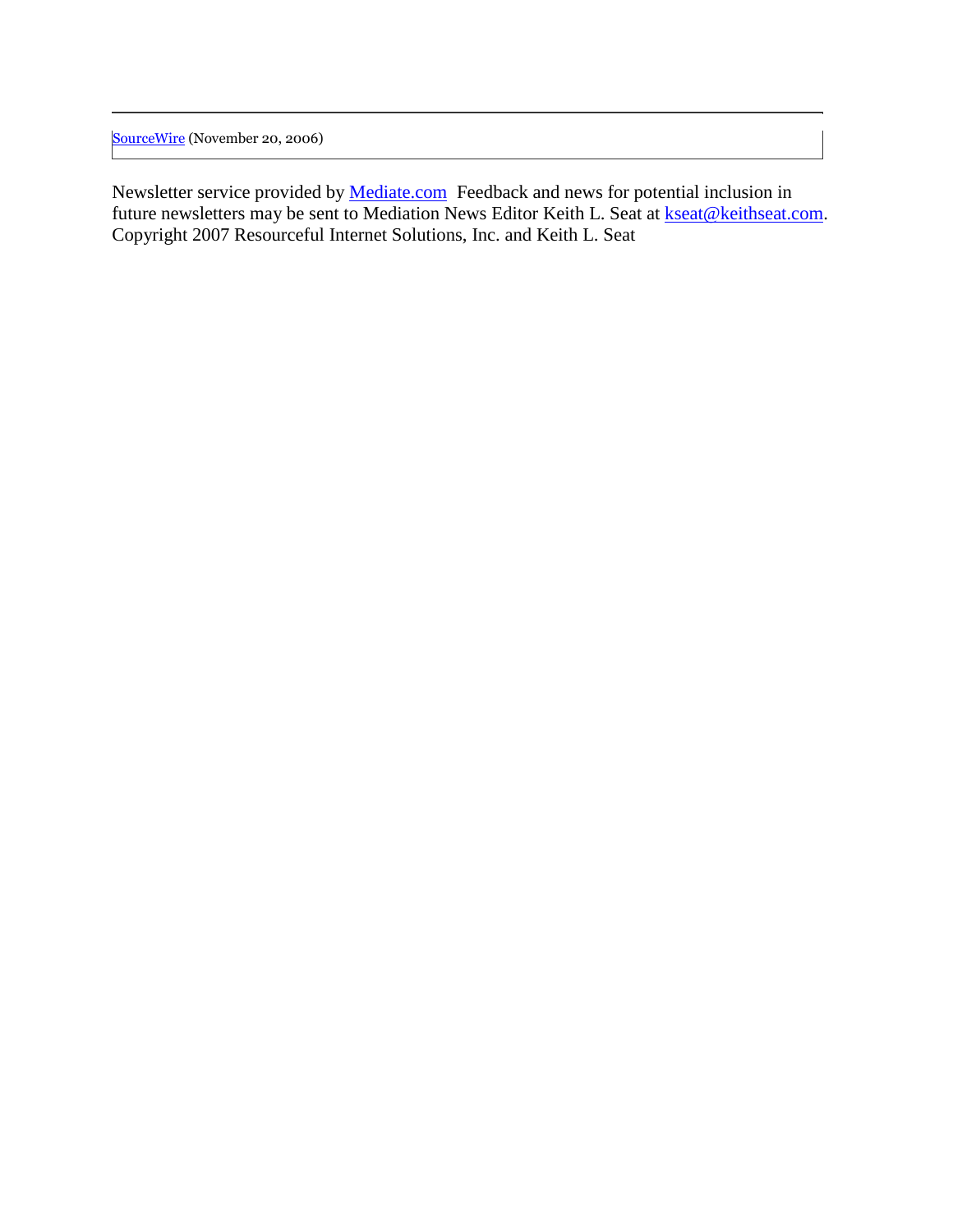SourceWire (November 20, 2006)

---

Newsletter service provided by Mediate.com Feedback and news for potential inclusion in future newsletters may be sent to Mediation News Editor Keith L. Seat at kseat@keithseat.com. Copyright 2007 Resourceful Internet Solutions, Inc. and Keith L. Seat